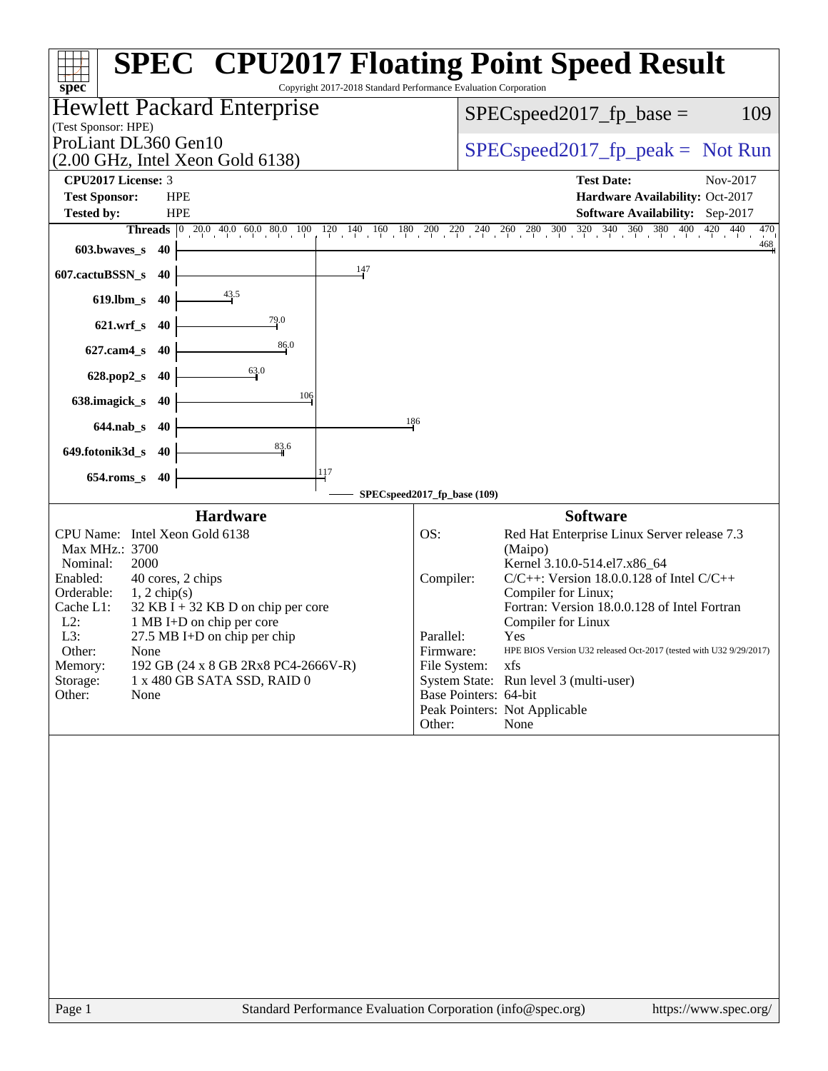# SPEC CPU2017 Floating Point Speed Result

Copyright 2017-2018 Standard Performance Evaluation Corporation

**Hewlett Packard Enterprise**
(Test Sponsor: HPE)

ProLiant DL360 Gen10
(2.00 GHz, Intel Xeon Gold 6138)

SPECspeed2017_fp_base = 109

SPECspeed2017_fp_peak = Not Run

| | | | |
|---|---|---|---|
| **CPU2017 License:** | 3 | **Test Date:** | Nov-2017 |
| **Test Sponsor:** | HPE | **Hardware Availability:** | Oct-2017 |
| **Tested by:** | HPE | **Software Availability:** | Sep-2017 |

| Benchmark | Threads | Base Ratio |
|---|---|---|
| 603.bwaves_s | 40 | 468 |
| 607.cactuBSSN_s | 40 | 147 |
| 619.lbm_s | 40 | 43.5 |
| 621.wrf_s | 40 | 79.0 |
| 627.cam4_s | 40 | 86.0 |
| 628.pop2_s | 40 | 63.0 |
| 638.imagick_s | 40 | 106 |
| 644.nab_s | 40 | 186 |
| 649.fotonik3d_s | 40 | 83.6 |
| 654.roms_s | 40 | 117 |

SPECspeed2017_fp_base (109)

## Hardware

| | |
|---|---|
| CPU Name: | Intel Xeon Gold 6138 |
| Max MHz.: | 3700 |
| Nominal: | 2000 |
| Enabled: | 40 cores, 2 chips |
| Orderable: | 1, 2 chip(s) |
| Cache L1: | 32 KB I + 32 KB D on chip per core |
| L2: | 1 MB I+D on chip per core |
| L3: | 27.5 MB I+D on chip per chip |
| Other: | None |
| Memory: | 192 GB (24 x 8 GB 2Rx8 PC4-2666V-R) |
| Storage: | 1 x 480 GB SATA SSD, RAID 0 |
| Other: | None |

## Software

| | |
|---|---|
| OS: | Red Hat Enterprise Linux Server release 7.3 (Maipo) Kernel 3.10.0-514.el7.x86_64 |
| Compiler: | C/C++: Version 18.0.0.128 of Intel C/C++ Compiler for Linux; Fortran: Version 18.0.0.128 of Intel Fortran Compiler for Linux |
| Parallel: | Yes |
| Firmware: | HPE BIOS Version U32 released Oct-2017 (tested with U32 9/29/2017) |
| File System: | xfs |
| System State: | Run level 3 (multi-user) |
| Base Pointers: | 64-bit |
| Peak Pointers: | Not Applicable |
| Other: | None |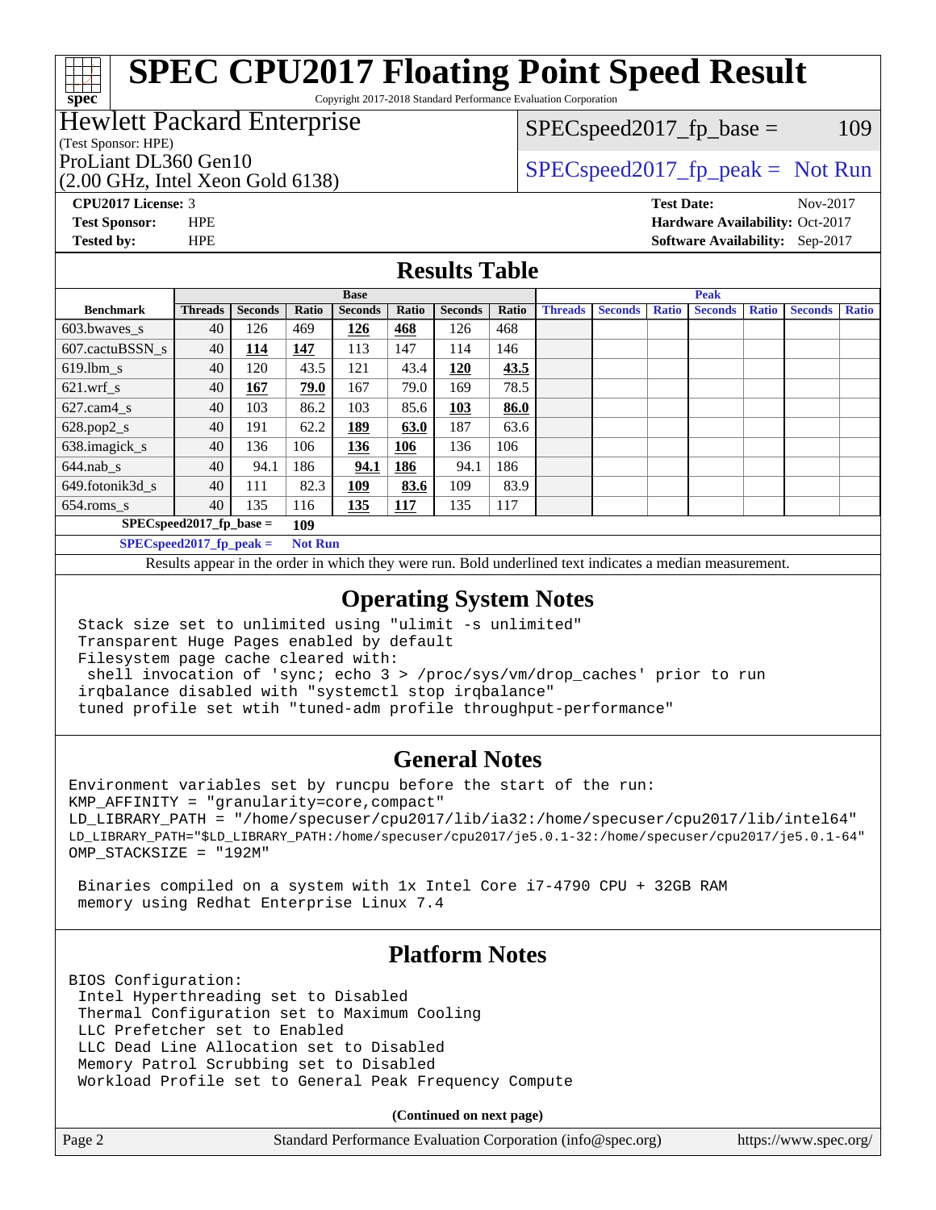# SPEC CPU2017 Floating Point Speed Result

Copyright 2017-2018 Standard Performance Evaluation Corporation

**Hewlett Packard Enterprise**
(Test Sponsor: HPE)
ProLiant DL360 Gen10
(2.00 GHz, Intel Xeon Gold 6138)

SPECspeed2017_fp_base = 109

SPECspeed2017_fp_peak = Not Run

**CPU2017 License:** 3
**Test Sponsor:** HPE
**Tested by:** HPE

**Test Date:** Nov-2017
**Hardware Availability:** Oct-2017
**Software Availability:** Sep-2017

## Results Table

| Benchmark | Base | | | | | | | Peak | | | | | | |
|---|---|---|---|---|---|---|---|---|---|---|---|---|---|---|
| | Threads | Seconds | Ratio | Seconds | Ratio | Seconds | Ratio | Threads | Seconds | Ratio | Seconds | Ratio | Seconds | Ratio |
| 603.bwaves_s | 40 | 126 | 469 | **126** | **468** | 126 | 468 | | | | | | | |
| 607.cactuBSSN_s | 40 | **114** | **147** | 113 | 147 | 114 | 146 | | | | | | | |
| 619.lbm_s | 40 | 120 | 43.5 | 121 | 43.4 | **120** | **43.5** | | | | | | | |
| 621.wrf_s | 40 | **167** | **79.0** | 167 | 79.0 | 169 | 78.5 | | | | | | | |
| 627.cam4_s | 40 | 103 | 86.2 | 103 | 85.6 | **103** | **86.0** | | | | | | | |
| 628.pop2_s | 40 | 191 | 62.2 | **189** | **63.0** | 187 | 63.6 | | | | | | | |
| 638.imagick_s | 40 | 136 | 106 | **136** | **106** | 136 | 106 | | | | | | | |
| 644.nab_s | 40 | 94.1 | 186 | **94.1** | **186** | 94.1 | 186 | | | | | | | |
| 649.fotonik3d_s | 40 | 111 | 82.3 | **109** | **83.6** | 109 | 83.9 | | | | | | | |
| 654.roms_s | 40 | 135 | 116 | **135** | **117** | 135 | 117 | | | | | | | |

**SPECspeed2017_fp_base =** **109**

**SPECspeed2017_fp_peak =** **Not Run**

Results appear in the order in which they were run. Bold underlined text indicates a median measurement.

## Operating System Notes

```
Stack size set to unlimited using "ulimit -s unlimited"
Transparent Huge Pages enabled by default
Filesystem page cache cleared with:
 shell invocation of 'sync; echo 3 > /proc/sys/vm/drop_caches' prior to run
irqbalance disabled with "systemctl stop irqbalance"
tuned profile set wtih "tuned-adm profile throughput-performance"
```

## General Notes

```
Environment variables set by runcpu before the start of the run:
KMP_AFFINITY = "granularity=core,compact"
LD_LIBRARY_PATH = "/home/specuser/cpu2017/lib/ia32:/home/specuser/cpu2017/lib/intel64"
LD_LIBRARY_PATH="$LD_LIBRARY_PATH:/home/specuser/cpu2017/je5.0.1-32:/home/specuser/cpu2017/je5.0.1-64"
OMP_STACKSIZE = "192M"

 Binaries compiled on a system with 1x Intel Core i7-4790 CPU + 32GB RAM
 memory using Redhat Enterprise Linux 7.4
```

## Platform Notes

```
BIOS Configuration:
 Intel Hyperthreading set to Disabled
 Thermal Configuration set to Maximum Cooling
 LLC Prefetcher set to Enabled
 LLC Dead Line Allocation set to Disabled
 Memory Patrol Scrubbing set to Disabled
 Workload Profile set to General Peak Frequency Compute
```

**(Continued on next page)**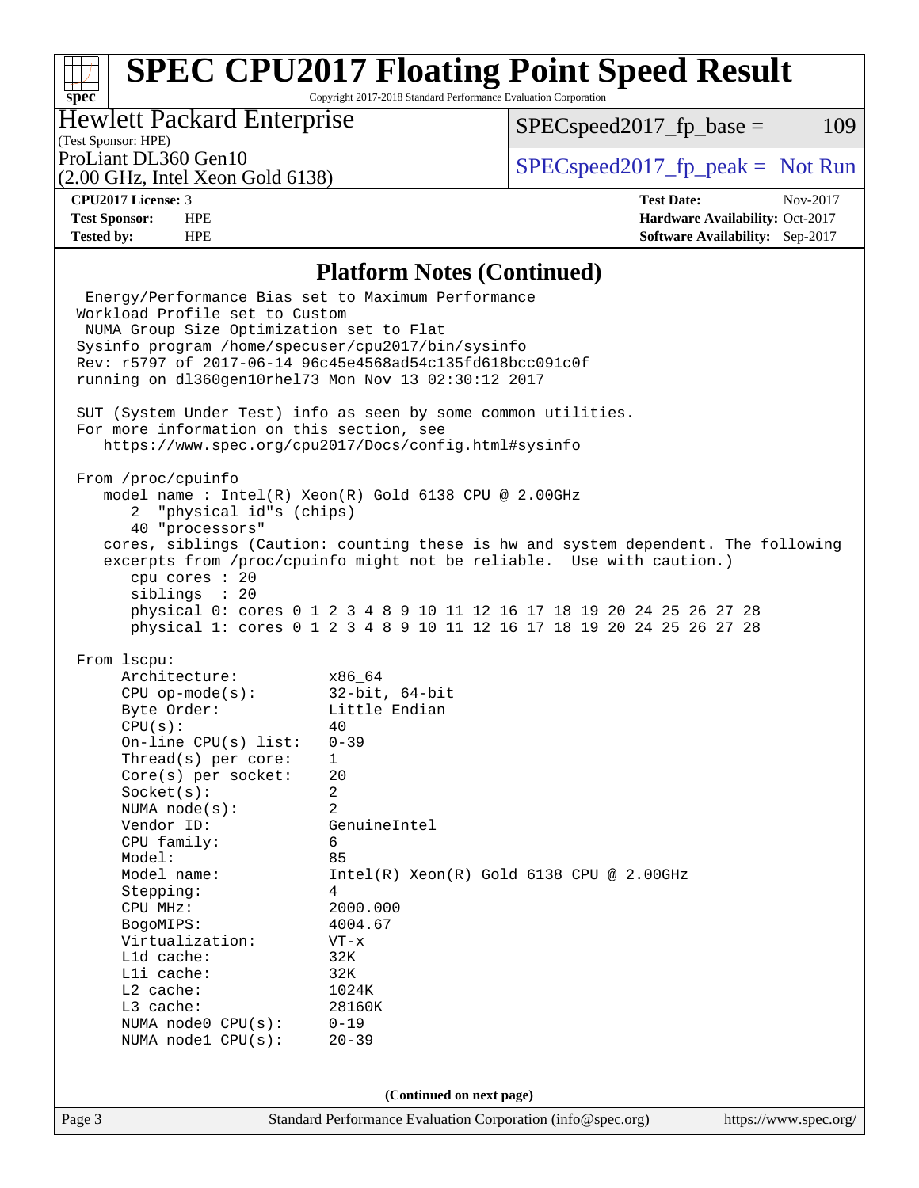## Platform Notes (Continued)

```
  Energy/Performance Bias set to Maximum Performance
 Workload Profile set to Custom
  NUMA Group Size Optimization set to Flat
 Sysinfo program /home/specuser/cpu2017/bin/sysinfo
 Rev: r5797 of 2017-06-14 96c45e4568ad54c135fd618bcc091c0f
 running on dl360gen10rhel73 Mon Nov 13 02:30:12 2017

 SUT (System Under Test) info as seen by some common utilities.
 For more information on this section, see
    https://www.spec.org/cpu2017/Docs/config.html#sysinfo

 From /proc/cpuinfo
    model name : Intel(R) Xeon(R) Gold 6138 CPU @ 2.00GHz
       2  "physical id"s (chips)
       40 "processors"
    cores, siblings (Caution: counting these is hw and system dependent. The following
    excerpts from /proc/cpuinfo might not be reliable.  Use with caution.)
       cpu cores : 20
       siblings  : 20
       physical 0: cores 0 1 2 3 4 8 9 10 11 12 16 17 18 19 20 24 25 26 27 28
       physical 1: cores 0 1 2 3 4 8 9 10 11 12 16 17 18 19 20 24 25 26 27 28

 From lscpu:
      Architecture:          x86_64
      CPU op-mode(s):        32-bit, 64-bit
      Byte Order:            Little Endian
      CPU(s):                40
      On-line CPU(s) list:   0-39
      Thread(s) per core:    1
      Core(s) per socket:    20
      Socket(s):             2
      NUMA node(s):          2
      Vendor ID:             GenuineIntel
      CPU family:            6
      Model:                 85
      Model name:            Intel(R) Xeon(R) Gold 6138 CPU @ 2.00GHz
      Stepping:              4
      CPU MHz:               2000.000
      BogoMIPS:              4004.67
      Virtualization:        VT-x
      L1d cache:             32K
      L1i cache:             32K
      L2 cache:              1024K
      L3 cache:              28160K
      NUMA node0 CPU(s):     0-19
      NUMA node1 CPU(s):     20-39
```

(Continued on next page)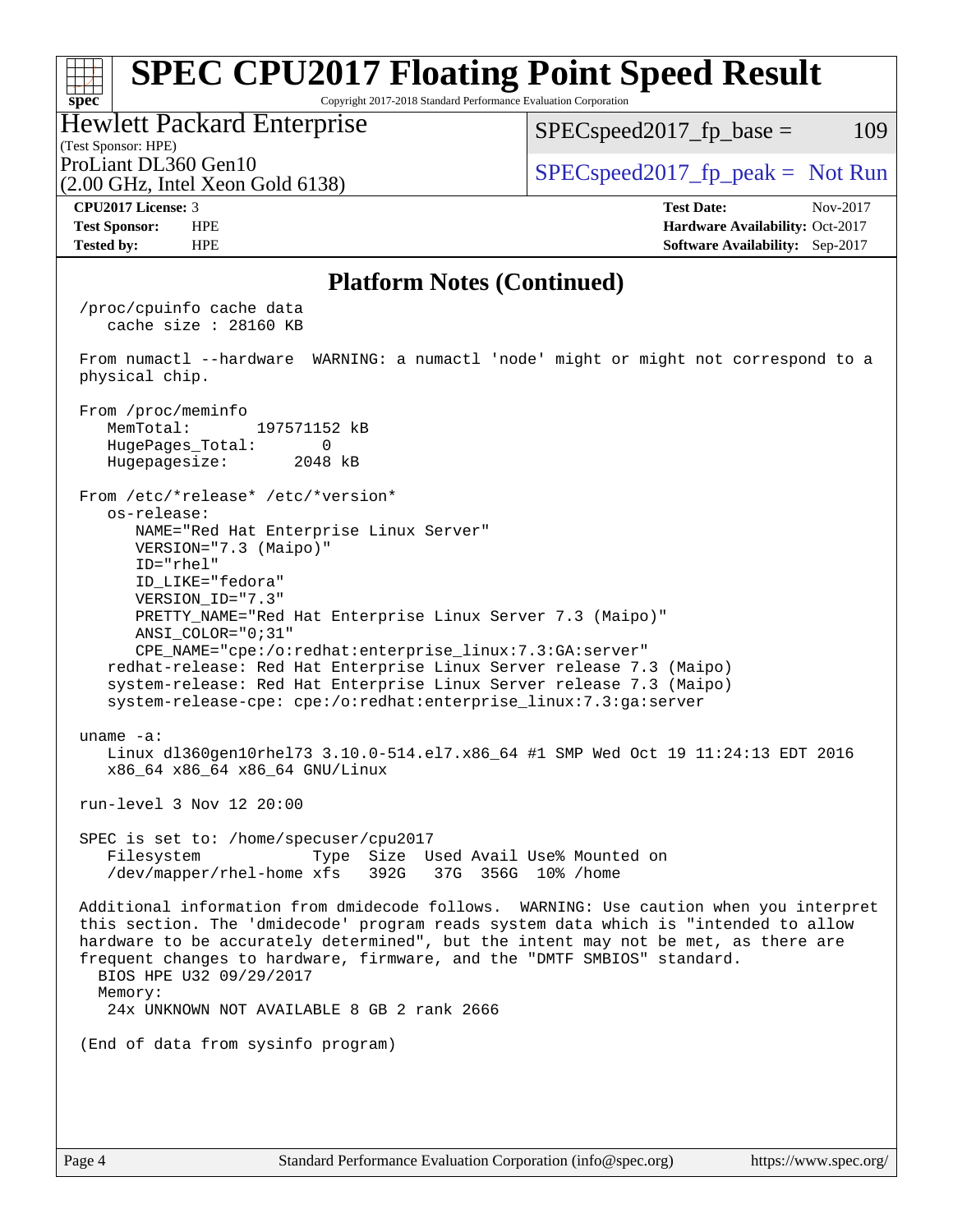# SPEC CPU2017 Floating Point Speed Result

Copyright 2017-2018 Standard Performance Evaluation Corporation

**Hewlett Packard Enterprise**
(Test Sponsor: HPE)
ProLiant DL360 Gen10
(2.00 GHz, Intel Xeon Gold 6138)

SPECspeed2017_fp_base = 109
SPECspeed2017_fp_peak = Not Run

| | | | |
|---|---|---|---|
| **CPU2017 License:** | 3 | **Test Date:** | Nov-2017 |
| **Test Sponsor:** | HPE | **Hardware Availability:** | Oct-2017 |
| **Tested by:** | HPE | **Software Availability:** | Sep-2017 |

## Platform Notes (Continued)

```
/proc/cpuinfo cache data
   cache size : 28160 KB

From numactl --hardware  WARNING: a numactl 'node' might or might not correspond to a
physical chip.

From /proc/meminfo
   MemTotal:       197571152 kB
   HugePages_Total:       0
   Hugepagesize:       2048 kB

From /etc/*release* /etc/*version*
   os-release:
      NAME="Red Hat Enterprise Linux Server"
      VERSION="7.3 (Maipo)"
      ID="rhel"
      ID_LIKE="fedora"
      VERSION_ID="7.3"
      PRETTY_NAME="Red Hat Enterprise Linux Server 7.3 (Maipo)"
      ANSI_COLOR="0;31"
      CPE_NAME="cpe:/o:redhat:enterprise_linux:7.3:GA:server"
   redhat-release: Red Hat Enterprise Linux Server release 7.3 (Maipo)
   system-release: Red Hat Enterprise Linux Server release 7.3 (Maipo)
   system-release-cpe: cpe:/o:redhat:enterprise_linux:7.3:ga:server

uname -a:
   Linux dl360gen10rhel73 3.10.0-514.el7.x86_64 #1 SMP Wed Oct 19 11:24:13 EDT 2016
   x86_64 x86_64 x86_64 GNU/Linux

run-level 3 Nov 12 20:00

SPEC is set to: /home/specuser/cpu2017
   Filesystem            Type  Size  Used Avail Use% Mounted on
   /dev/mapper/rhel-home xfs   392G   37G  356G  10% /home

Additional information from dmidecode follows.  WARNING: Use caution when you interpret
this section. The 'dmidecode' program reads system data which is "intended to allow
hardware to be accurately determined", but the intent may not be met, as there are
frequent changes to hardware, firmware, and the "DMTF SMBIOS" standard.
  BIOS HPE U32 09/29/2017
  Memory:
    24x UNKNOWN NOT AVAILABLE 8 GB 2 rank 2666

(End of data from sysinfo program)
```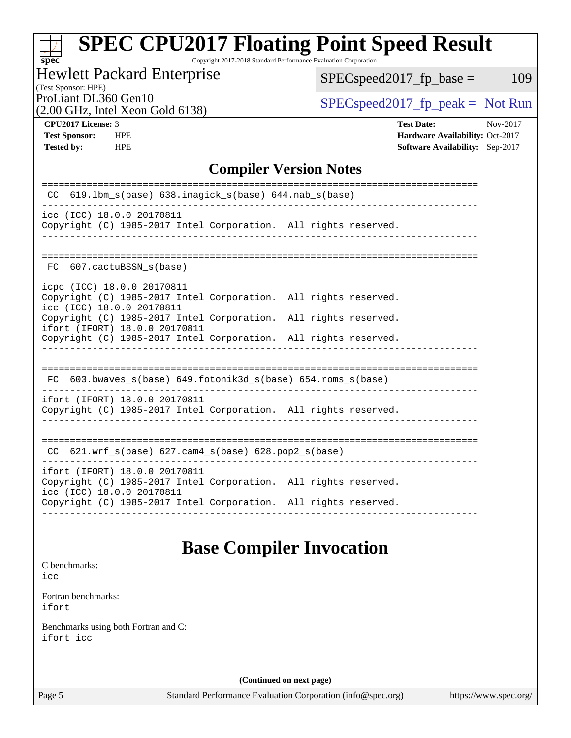# SPEC CPU2017 Floating Point Speed Result

Copyright 2017-2018 Standard Performance Evaluation Corporation

**Hewlett Packard Enterprise**
(Test Sponsor: HPE)
ProLiant DL360 Gen10
(2.00 GHz, Intel Xeon Gold 6138)

SPECspeed2017_fp_base = 109

SPECspeed2017_fp_peak = Not Run

| | | | |
|---|---|---|---|
| **CPU2017 License:** | 3 | **Test Date:** | Nov-2017 |
| **Test Sponsor:** | HPE | **Hardware Availability:** | Oct-2017 |
| **Tested by:** | HPE | **Software Availability:** | Sep-2017 |

## Compiler Version Notes

```
==============================================================================
 CC  619.lbm_s(base) 638.imagick_s(base) 644.nab_s(base)
------------------------------------------------------------------------------
icc (ICC) 18.0.0 20170811
Copyright (C) 1985-2017 Intel Corporation.  All rights reserved.
------------------------------------------------------------------------------

==============================================================================
 FC  607.cactuBSSN_s(base)
------------------------------------------------------------------------------
icpc (ICC) 18.0.0 20170811
Copyright (C) 1985-2017 Intel Corporation.  All rights reserved.
icc (ICC) 18.0.0 20170811
Copyright (C) 1985-2017 Intel Corporation.  All rights reserved.
ifort (IFORT) 18.0.0 20170811
Copyright (C) 1985-2017 Intel Corporation.  All rights reserved.
------------------------------------------------------------------------------

==============================================================================
 FC  603.bwaves_s(base) 649.fotonik3d_s(base) 654.roms_s(base)
------------------------------------------------------------------------------
ifort (IFORT) 18.0.0 20170811
Copyright (C) 1985-2017 Intel Corporation.  All rights reserved.
------------------------------------------------------------------------------

==============================================================================
 CC  621.wrf_s(base) 627.cam4_s(base) 628.pop2_s(base)
------------------------------------------------------------------------------
ifort (IFORT) 18.0.0 20170811
Copyright (C) 1985-2017 Intel Corporation.  All rights reserved.
icc (ICC) 18.0.0 20170811
Copyright (C) 1985-2017 Intel Corporation.  All rights reserved.
------------------------------------------------------------------------------
```

## Base Compiler Invocation

C benchmarks:
icc

Fortran benchmarks:
ifort

Benchmarks using both Fortran and C:
ifort icc

**(Continued on next page)**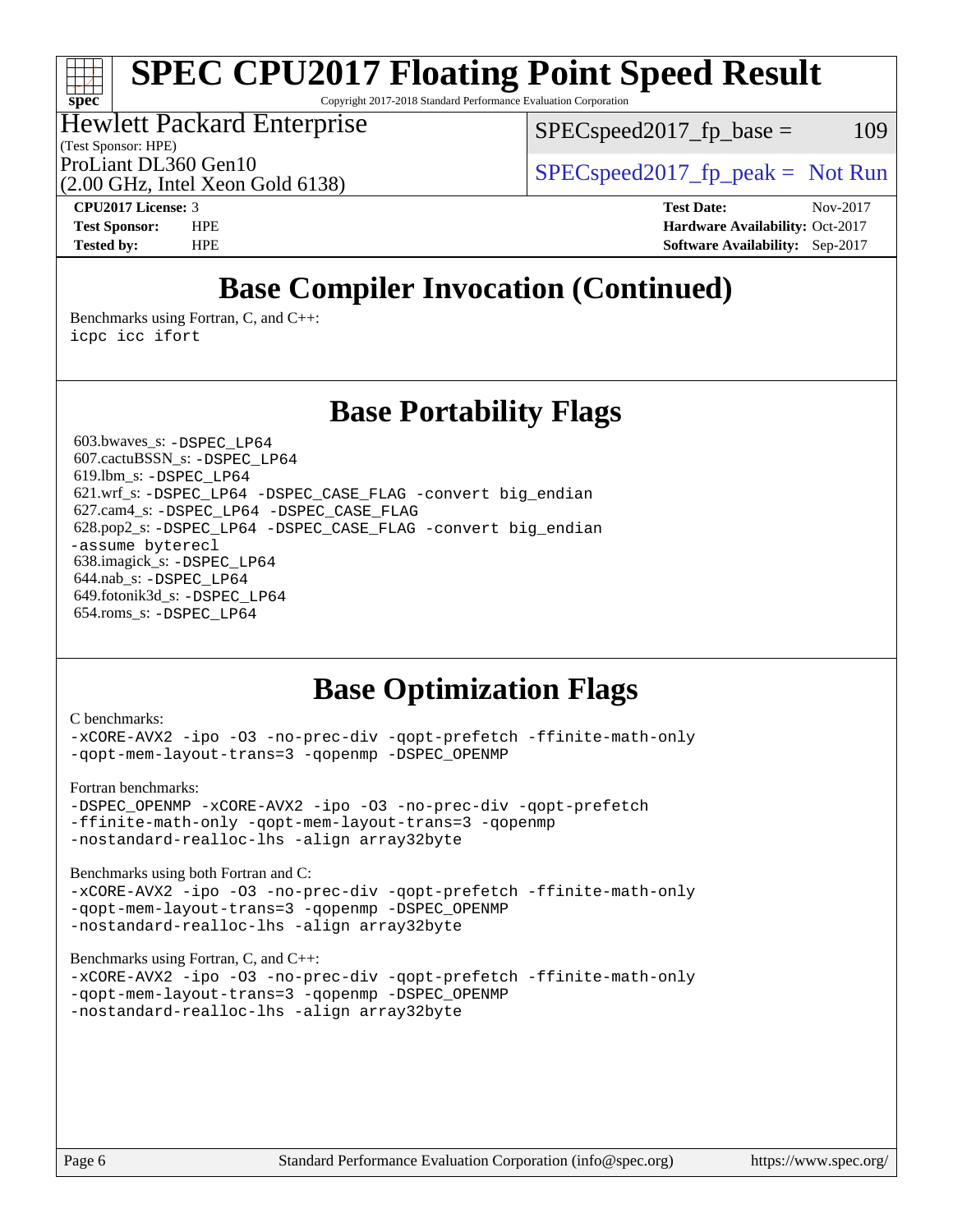# SPEC CPU2017 Floating Point Speed Result

Copyright 2017-2018 Standard Performance Evaluation Corporation

Hewlett Packard Enterprise
(Test Sponsor: HPE)
ProLiant DL360 Gen10
(2.00 GHz, Intel Xeon Gold 6138)

SPECspeed2017_fp_base = 109

SPECspeed2017_fp_peak = Not Run

**CPU2017 License:** 3
**Test Sponsor:** HPE
**Tested by:** HPE

**Test Date:** Nov-2017
**Hardware Availability:** Oct-2017
**Software Availability:** Sep-2017

## Base Compiler Invocation (Continued)

Benchmarks using Fortran, C, and C++:
```
icpc icc ifort
```

## Base Portability Flags

603.bwaves_s: `-DSPEC_LP64`
607.cactuBSSN_s: `-DSPEC_LP64`
619.lbm_s: `-DSPEC_LP64`
621.wrf_s: `-DSPEC_LP64 -DSPEC_CASE_FLAG -convert big_endian`
627.cam4_s: `-DSPEC_LP64 -DSPEC_CASE_FLAG`
628.pop2_s: `-DSPEC_LP64 -DSPEC_CASE_FLAG -convert big_endian -assume byterecl`
638.imagick_s: `-DSPEC_LP64`
644.nab_s: `-DSPEC_LP64`
649.fotonik3d_s: `-DSPEC_LP64`
654.roms_s: `-DSPEC_LP64`

## Base Optimization Flags

C benchmarks:
```
-xCORE-AVX2 -ipo -O3 -no-prec-div -qopt-prefetch -ffinite-math-only
-qopt-mem-layout-trans=3 -qopenmp -DSPEC_OPENMP
```

Fortran benchmarks:
```
-DSPEC_OPENMP -xCORE-AVX2 -ipo -O3 -no-prec-div -qopt-prefetch
-ffinite-math-only -qopt-mem-layout-trans=3 -qopenmp
-nostandard-realloc-lhs -align array32byte
```

Benchmarks using both Fortran and C:
```
-xCORE-AVX2 -ipo -O3 -no-prec-div -qopt-prefetch -ffinite-math-only
-qopt-mem-layout-trans=3 -qopenmp -DSPEC_OPENMP
-nostandard-realloc-lhs -align array32byte
```

Benchmarks using Fortran, C, and C++:
```
-xCORE-AVX2 -ipo -O3 -no-prec-div -qopt-prefetch -ffinite-math-only
-qopt-mem-layout-trans=3 -qopenmp -DSPEC_OPENMP
-nostandard-realloc-lhs -align array32byte
```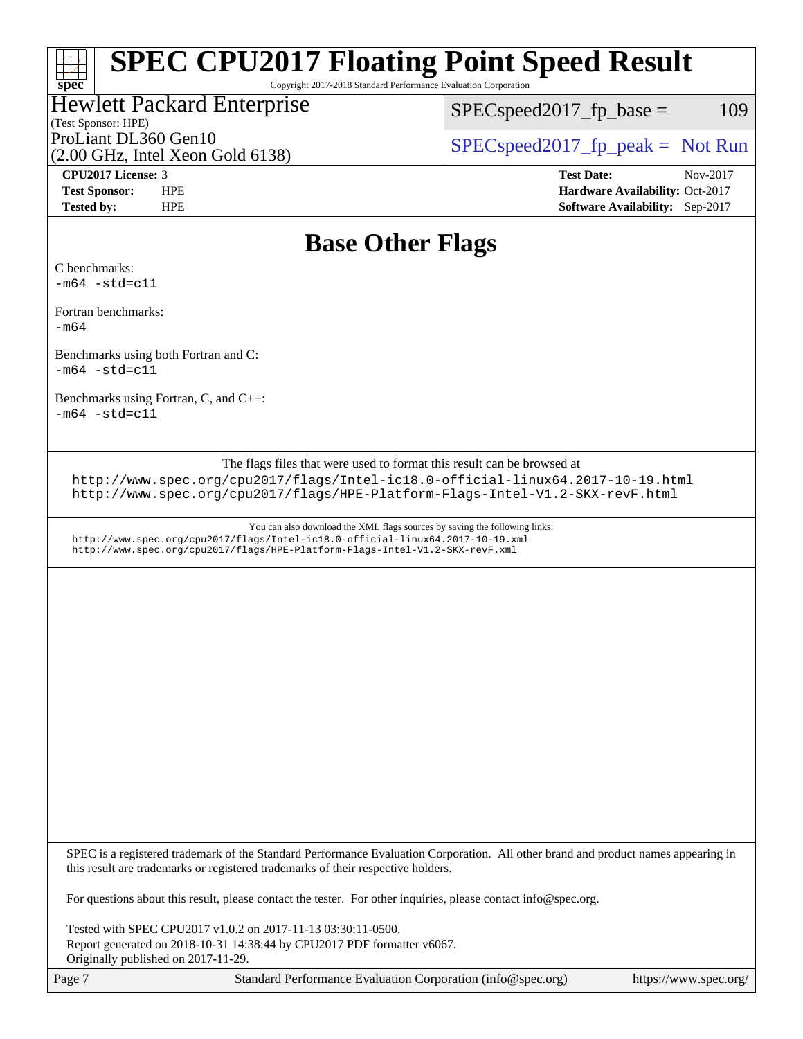# SPEC CPU2017 Floating Point Speed Result

Copyright 2017-2018 Standard Performance Evaluation Corporation

**Hewlett Packard Enterprise**
(Test Sponsor: HPE)
ProLiant DL360 Gen10
(2.00 GHz, Intel Xeon Gold 6138)

SPECspeed2017_fp_base = 109

SPECspeed2017_fp_peak = Not Run

**CPU2017 License:** 3
**Test Sponsor:** HPE
**Tested by:** HPE

**Test Date:** Nov-2017
**Hardware Availability:** Oct-2017
**Software Availability:** Sep-2017

## Base Other Flags

C benchmarks:
-m64 -std=c11

Fortran benchmarks:
-m64

Benchmarks using both Fortran and C:
-m64 -std=c11

Benchmarks using Fortran, C, and C++:
-m64 -std=c11

The flags files that were used to format this result can be browsed at
http://www.spec.org/cpu2017/flags/Intel-ic18.0-official-linux64.2017-10-19.html
http://www.spec.org/cpu2017/flags/HPE-Platform-Flags-Intel-V1.2-SKX-revF.html

You can also download the XML flags sources by saving the following links:
http://www.spec.org/cpu2017/flags/Intel-ic18.0-official-linux64.2017-10-19.xml
http://www.spec.org/cpu2017/flags/HPE-Platform-Flags-Intel-V1.2-SKX-revF.xml

SPEC is a registered trademark of the Standard Performance Evaluation Corporation. All other brand and product names appearing in this result are trademarks or registered trademarks of their respective holders.

For questions about this result, please contact the tester. For other inquiries, please contact info@spec.org.

Tested with SPEC CPU2017 v1.0.2 on 2017-11-13 03:30:11-0500.
Report generated on 2018-10-31 14:38:44 by CPU2017 PDF formatter v6067.
Originally published on 2017-11-29.